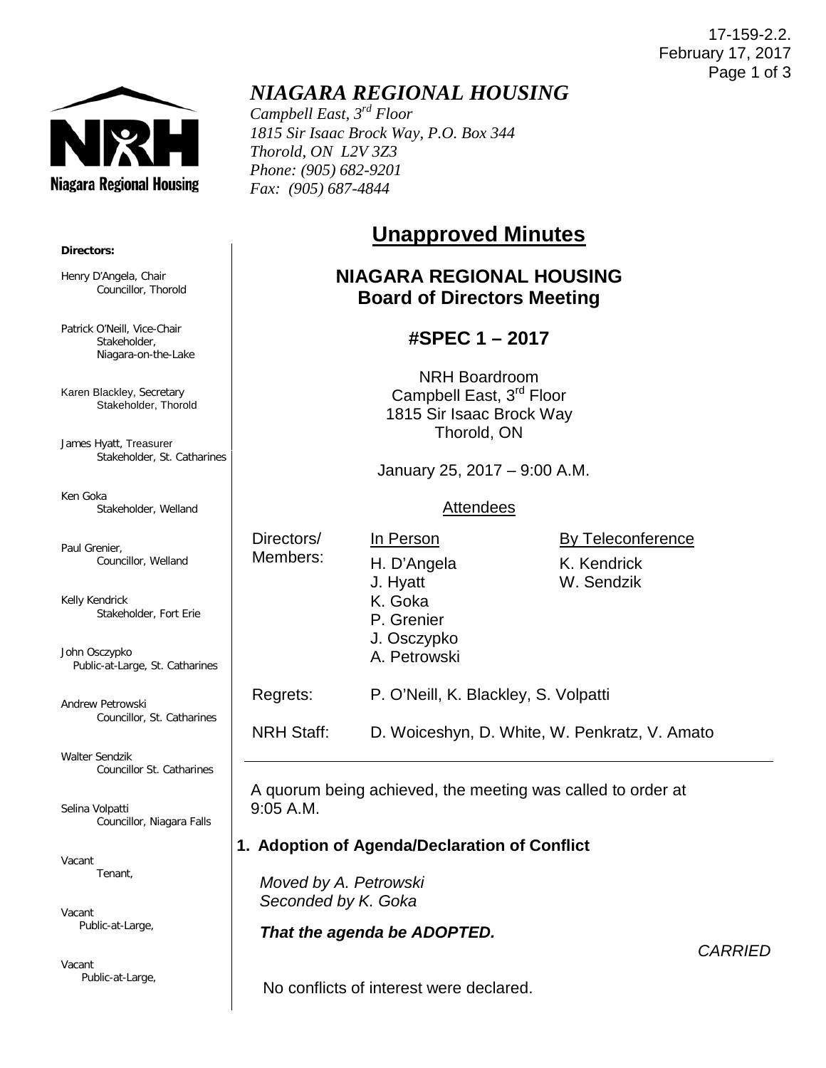17-159-2.2.
February 17, 2017

# *NIAGARA REGIONAL HOUSING*

*Campbell East, 3rd Floor*
*1815 Sir Isaac Brock Way, P.O. Box 344*
*Thorold, ON L2V 3Z3*
*Phone: (905) 682-9201*
*Fax: (905) 687-4844*

**Directors:**

Henry D'Angela, Chair
Councillor, Thorold

Patrick O'Neill, Vice-Chair
Stakeholder, Niagara-on-the-Lake

Karen Blackley, Secretary
Stakeholder, Thorold

James Hyatt, Treasurer
Stakeholder, St. Catharines

Ken Goka
Stakeholder, Welland

Paul Grenier,
Councillor, Welland

Kelly Kendrick
Stakeholder, Fort Erie

John Osczypko
Public-at-Large, St. Catharines

Andrew Petrowski
Councillor, St. Catharines

Walter Sendzik
Councillor St. Catharines

Selina Volpatti
Councillor, Niagara Falls

Vacant
Tenant,

Vacant
Public-at-Large,

Vacant
Public-at-Large,

# Unapproved Minutes

## NIAGARA REGIONAL HOUSING
## Board of Directors Meeting

### #SPEC 1 – 2017

NRH Boardroom
Campbell East, 3rd Floor
1815 Sir Isaac Brock Way
Thorold, ON

January 25, 2017 – 9:00 A.M.

Attendees

| Directors/ Members: | In Person | By Teleconference |
|---|---|---|
| | H. D'Angela<br>J. Hyatt<br>K. Goka<br>P. Grenier<br>J. Osczypko<br>A. Petrowski | K. Kendrick<br>W. Sendzik |
| Regrets: | P. O'Neill, K. Blackley, S. Volpatti | |
| NRH Staff: | D. Woiceshyn, D. White, W. Penkratz, V. Amato | |

A quorum being achieved, the meeting was called to order at 9:05 A.M.

**1. Adoption of Agenda/Declaration of Conflict**

*Moved by A. Petrowski*
*Seconded by K. Goka*

***That the agenda be ADOPTED.***

*CARRIED*

No conflicts of interest were declared.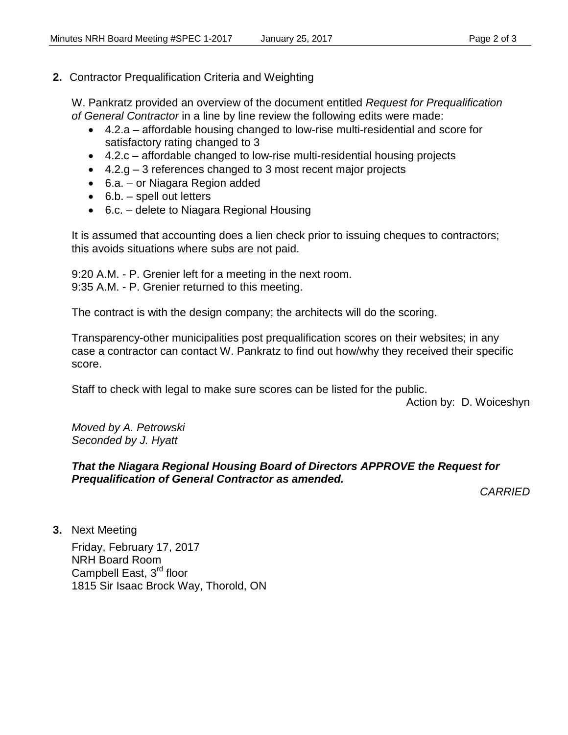**2.** Contractor Prequalification Criteria and Weighting

W. Pankratz provided an overview of the document entitled *Request for Prequalification of General Contractor* in a line by line review the following edits were made:

- 4.2.a – affordable housing changed to low-rise multi-residential and score for satisfactory rating changed to 3
- 4.2.c – affordable changed to low-rise multi-residential housing projects
- 4.2.g – 3 references changed to 3 most recent major projects
- 6.a. – or Niagara Region added
- 6.b. – spell out letters
- 6.c. – delete to Niagara Regional Housing

It is assumed that accounting does a lien check prior to issuing cheques to contractors; this avoids situations where subs are not paid.

9:20 A.M. - P. Grenier left for a meeting in the next room.
9:35 A.M. - P. Grenier returned to this meeting.

The contract is with the design company; the architects will do the scoring.

Transparency-other municipalities post prequalification scores on their websites; in any case a contractor can contact W. Pankratz to find out how/why they received their specific score.

Staff to check with legal to make sure scores can be listed for the public.

Action by: D. Woiceshyn

*Moved by A. Petrowski*
*Seconded by J. Hyatt*

***That the Niagara Regional Housing Board of Directors APPROVE the Request for Prequalification of General Contractor as amended.***

*CARRIED*

**3.** Next Meeting

Friday, February 17, 2017
NRH Board Room
Campbell East, 3rd floor
1815 Sir Isaac Brock Way, Thorold, ON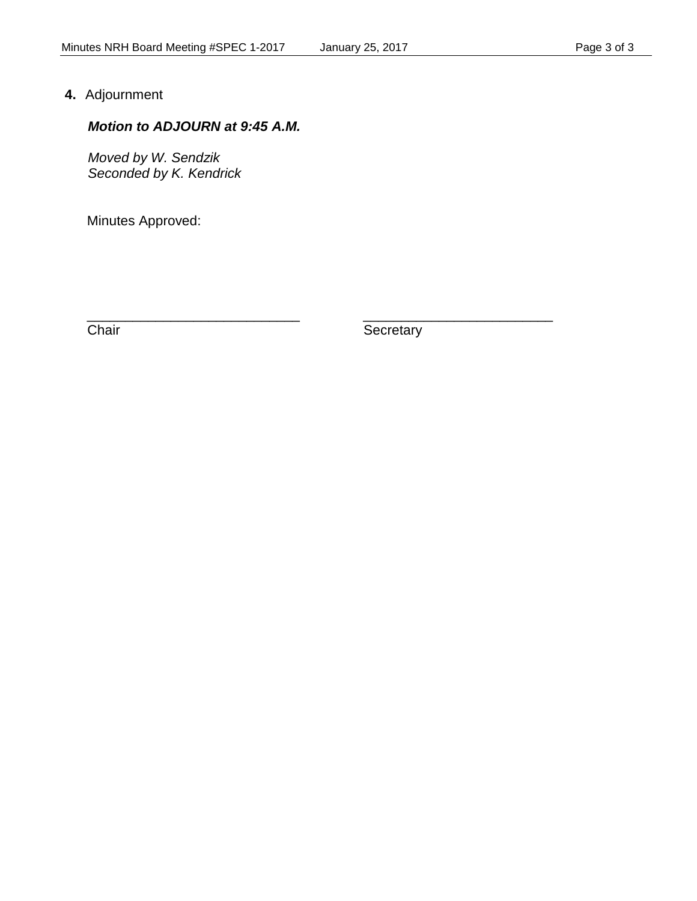**4.** Adjournment

***Motion to ADJOURN at 9:45 A.M.***

*Moved by W. Sendzik*
*Seconded by K. Kendrick*

Minutes Approved:

| | |
|---|---|
| ____________________________ | _________________________ |
| Chair | Secretary |